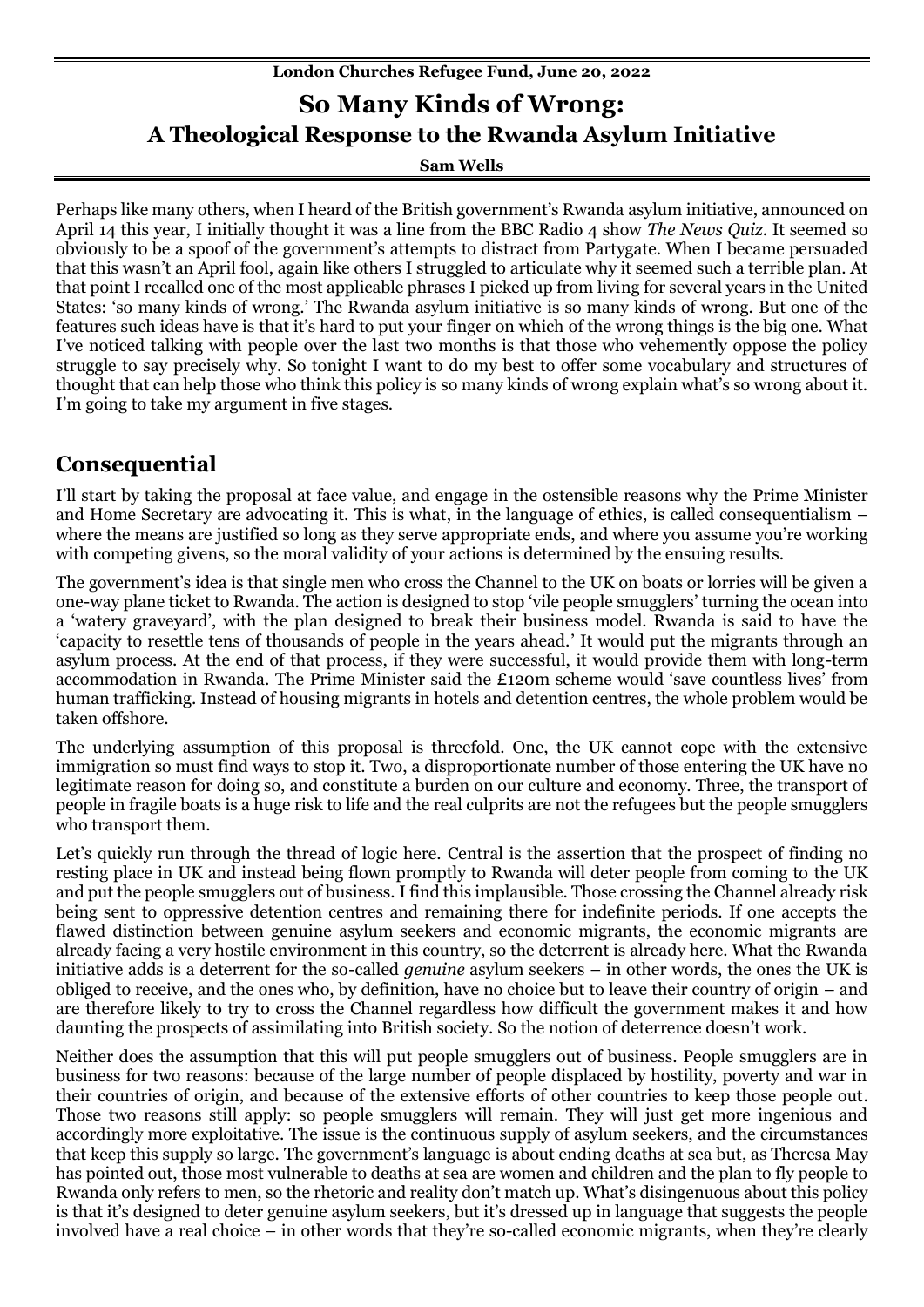**London Churches Refugee Fund, June 20, 2022**

# So Many Kinds of Wrong: A Theological Response to the Rwanda Asylum Initiative

**Sam Wells**

Perhaps like many others, when I heard of the British government's Rwanda asylum initiative, announced on April 14 this year, I initially thought it was a line from the BBC Radio 4 show *The News Quiz*. It seemed so obviously to be a spoof of the government's attempts to distract from Partygate. When I became persuaded that this wasn't an April fool, again like others I struggled to articulate why it seemed such a terrible plan. At that point I recalled one of the most applicable phrases I picked up from living for several years in the United States: 'so many kinds of wrong.' The Rwanda asylum initiative is so many kinds of wrong. But one of the features such ideas have is that it's hard to put your finger on which of the wrong things is the big one. What I've noticed talking with people over the last two months is that those who vehemently oppose the policy struggle to say precisely why. So tonight I want to do my best to offer some vocabulary and structures of thought that can help those who think this policy is so many kinds of wrong explain what's so wrong about it. I'm going to take my argument in five stages.

## Consequential

I'll start by taking the proposal at face value, and engage in the ostensible reasons why the Prime Minister and Home Secretary are advocating it. This is what, in the language of ethics, is called consequentialism – where the means are justified so long as they serve appropriate ends, and where you assume you're working with competing givens, so the moral validity of your actions is determined by the ensuing results.

The government's idea is that single men who cross the Channel to the UK on boats or lorries will be given a one-way plane ticket to Rwanda. The action is designed to stop 'vile people smugglers' turning the ocean into a 'watery graveyard', with the plan designed to break their business model. Rwanda is said to have the 'capacity to resettle tens of thousands of people in the years ahead.' It would put the migrants through an asylum process. At the end of that process, if they were successful, it would provide them with long-term accommodation in Rwanda. The Prime Minister said the £120m scheme would 'save countless lives' from human trafficking. Instead of housing migrants in hotels and detention centres, the whole problem would be taken offshore.

The underlying assumption of this proposal is threefold. One, the UK cannot cope with the extensive immigration so must find ways to stop it. Two, a disproportionate number of those entering the UK have no legitimate reason for doing so, and constitute a burden on our culture and economy. Three, the transport of people in fragile boats is a huge risk to life and the real culprits are not the refugees but the people smugglers who transport them.

Let's quickly run through the thread of logic here. Central is the assertion that the prospect of finding no resting place in UK and instead being flown promptly to Rwanda will deter people from coming to the UK and put the people smugglers out of business. I find this implausible. Those crossing the Channel already risk being sent to oppressive detention centres and remaining there for indefinite periods. If one accepts the flawed distinction between genuine asylum seekers and economic migrants, the economic migrants are already facing a very hostile environment in this country, so the deterrent is already here. What the Rwanda initiative adds is a deterrent for the so-called *genuine* asylum seekers – in other words, the ones the UK is obliged to receive, and the ones who, by definition, have no choice but to leave their country of origin – and are therefore likely to try to cross the Channel regardless how difficult the government makes it and how daunting the prospects of assimilating into British society. So the notion of deterrence doesn't work.

Neither does the assumption that this will put people smugglers out of business. People smugglers are in business for two reasons: because of the large number of people displaced by hostility, poverty and war in their countries of origin, and because of the extensive efforts of other countries to keep those people out. Those two reasons still apply: so people smugglers will remain. They will just get more ingenious and accordingly more exploitative. The issue is the continuous supply of asylum seekers, and the circumstances that keep this supply so large. The government's language is about ending deaths at sea but, as Theresa May has pointed out, those most vulnerable to deaths at sea are women and children and the plan to fly people to Rwanda only refers to men, so the rhetoric and reality don't match up. What's disingenuous about this policy is that it's designed to deter genuine asylum seekers, but it's dressed up in language that suggests the people involved have a real choice – in other words that they're so-called economic migrants, when they're clearly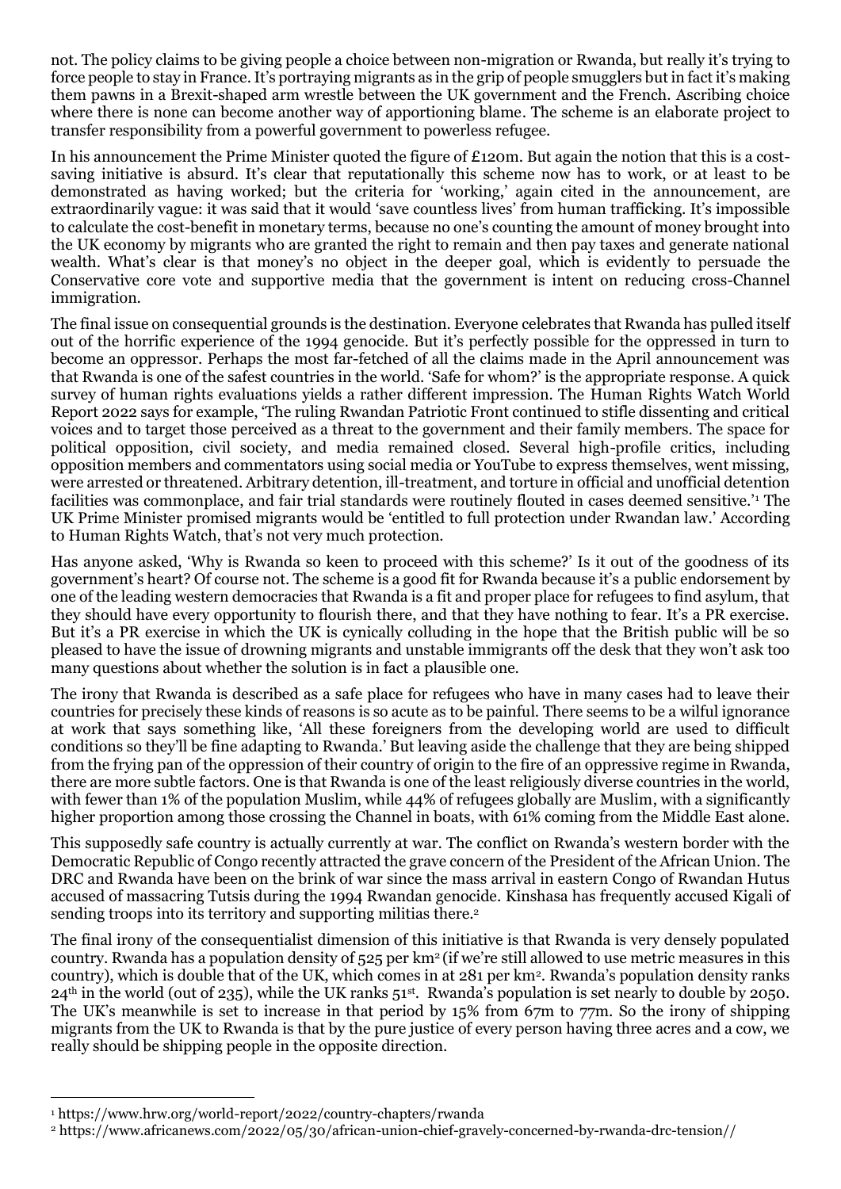not. The policy claims to be giving people a choice between non-migration or Rwanda, but really it's trying to force people to stay in France. It's portraying migrants as in the grip of people smugglers but in fact it's making them pawns in a Brexit-shaped arm wrestle between the UK government and the French. Ascribing choice where there is none can become another way of apportioning blame. The scheme is an elaborate project to transfer responsibility from a powerful government to powerless refugee.

In his announcement the Prime Minister quoted the figure of £120m. But again the notion that this is a cost-saving initiative is absurd. It's clear that reputationally this scheme now has to work, or at least to be demonstrated as having worked; but the criteria for 'working,' again cited in the announcement, are extraordinarily vague: it was said that it would 'save countless lives' from human trafficking. It's impossible to calculate the cost-benefit in monetary terms, because no one's counting the amount of money brought into the UK economy by migrants who are granted the right to remain and then pay taxes and generate national wealth. What's clear is that money's no object in the deeper goal, which is evidently to persuade the Conservative core vote and supportive media that the government is intent on reducing cross-Channel immigration.

The final issue on consequential grounds is the destination. Everyone celebrates that Rwanda has pulled itself out of the horrific experience of the 1994 genocide. But it's perfectly possible for the oppressed in turn to become an oppressor. Perhaps the most far-fetched of all the claims made in the April announcement was that Rwanda is one of the safest countries in the world. 'Safe for whom?' is the appropriate response. A quick survey of human rights evaluations yields a rather different impression. The Human Rights Watch World Report 2022 says for example, 'The ruling Rwandan Patriotic Front continued to stifle dissenting and critical voices and to target those perceived as a threat to the government and their family members. The space for political opposition, civil society, and media remained closed. Several high-profile critics, including opposition members and commentators using social media or YouTube to express themselves, went missing, were arrested or threatened. Arbitrary detention, ill-treatment, and torture in official and unofficial detention facilities was commonplace, and fair trial standards were routinely flouted in cases deemed sensitive.'[1] The UK Prime Minister promised migrants would be 'entitled to full protection under Rwandan law.' According to Human Rights Watch, that's not very much protection.

Has anyone asked, 'Why is Rwanda so keen to proceed with this scheme?' Is it out of the goodness of its government's heart? Of course not. The scheme is a good fit for Rwanda because it's a public endorsement by one of the leading western democracies that Rwanda is a fit and proper place for refugees to find asylum, that they should have every opportunity to flourish there, and that they have nothing to fear. It's a PR exercise. But it's a PR exercise in which the UK is cynically colluding in the hope that the British public will be so pleased to have the issue of drowning migrants and unstable immigrants off the desk that they won't ask too many questions about whether the solution is in fact a plausible one.

The irony that Rwanda is described as a safe place for refugees who have in many cases had to leave their countries for precisely these kinds of reasons is so acute as to be painful. There seems to be a wilful ignorance at work that says something like, 'All these foreigners from the developing world are used to difficult conditions so they'll be fine adapting to Rwanda.' But leaving aside the challenge that they are being shipped from the frying pan of the oppression of their country of origin to the fire of an oppressive regime in Rwanda, there are more subtle factors. One is that Rwanda is one of the least religiously diverse countries in the world, with fewer than 1% of the population Muslim, while 44% of refugees globally are Muslim, with a significantly higher proportion among those crossing the Channel in boats, with 61% coming from the Middle East alone.

This supposedly safe country is actually currently at war. The conflict on Rwanda's western border with the Democratic Republic of Congo recently attracted the grave concern of the President of the African Union. The DRC and Rwanda have been on the brink of war since the mass arrival in eastern Congo of Rwandan Hutus accused of massacring Tutsis during the 1994 Rwandan genocide. Kinshasa has frequently accused Kigali of sending troops into its territory and supporting militias there.[2]

The final irony of the consequentialist dimension of this initiative is that Rwanda is very densely populated country. Rwanda has a population density of 525 per km$^2$ (if we're still allowed to use metric measures in this country), which is double that of the UK, which comes in at 281 per km$^2$. Rwanda's population density ranks 24th in the world (out of 235), while the UK ranks 51st. Rwanda's population is set nearly to double by 2050. The UK's meanwhile is set to increase in that period by 15% from 67m to 77m. So the irony of shipping migrants from the UK to Rwanda is that by the pure justice of every person having three acres and a cow, we really should be shipping people in the opposite direction.

---

[1] https://www.hrw.org/world-report/2022/country-chapters/rwanda

[2] https://www.africanews.com/2022/05/30/african-union-chief-gravely-concerned-by-rwanda-drc-tension//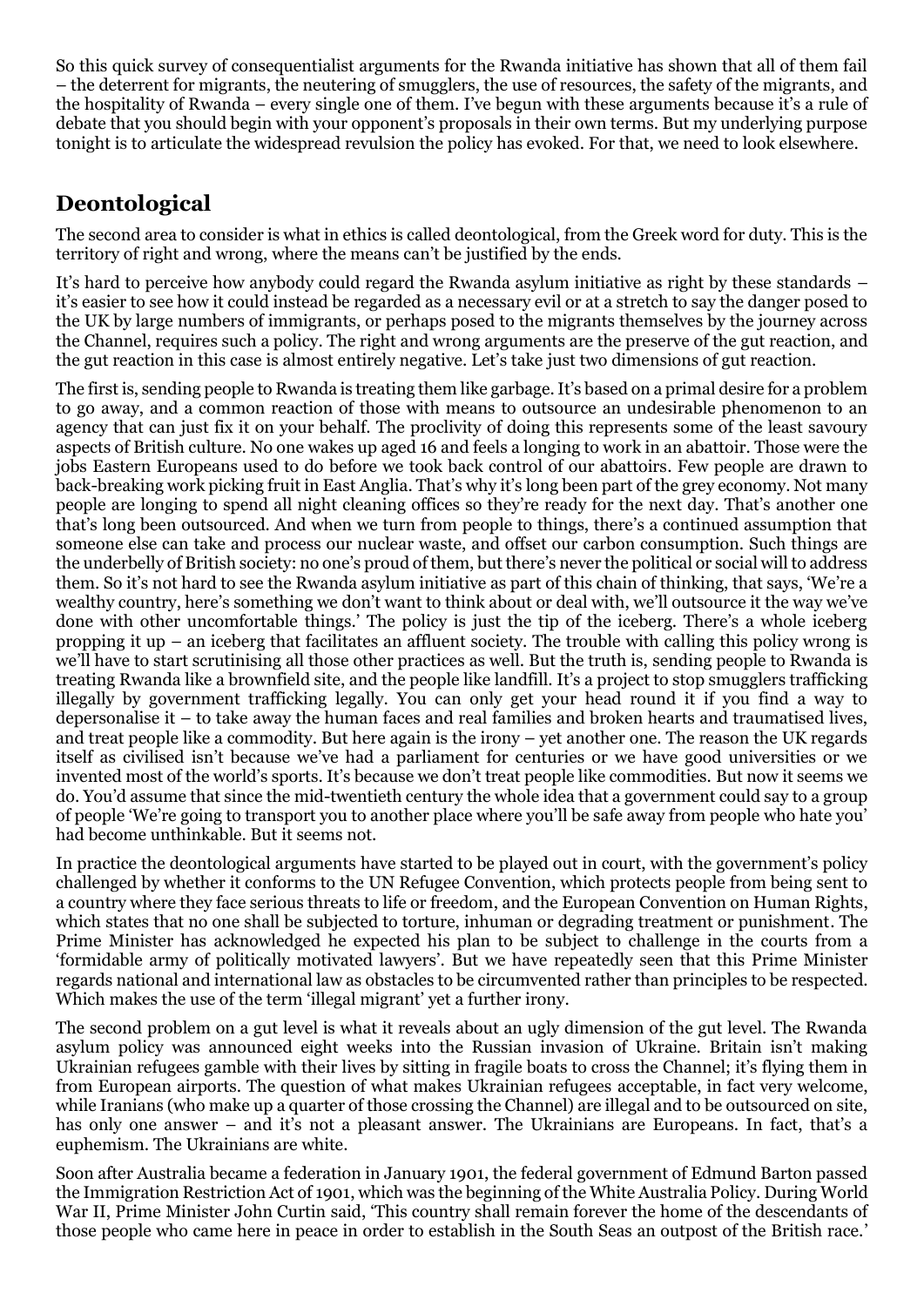So this quick survey of consequentialist arguments for the Rwanda initiative has shown that all of them fail – the deterrent for migrants, the neutering of smugglers, the use of resources, the safety of the migrants, and the hospitality of Rwanda – every single one of them. I've begun with these arguments because it's a rule of debate that you should begin with your opponent's proposals in their own terms. But my underlying purpose tonight is to articulate the widespread revulsion the policy has evoked. For that, we need to look elsewhere.

## Deontological

The second area to consider is what in ethics is called deontological, from the Greek word for duty. This is the territory of right and wrong, where the means can't be justified by the ends.

It's hard to perceive how anybody could regard the Rwanda asylum initiative as right by these standards – it's easier to see how it could instead be regarded as a necessary evil or at a stretch to say the danger posed to the UK by large numbers of immigrants, or perhaps posed to the migrants themselves by the journey across the Channel, requires such a policy. The right and wrong arguments are the preserve of the gut reaction, and the gut reaction in this case is almost entirely negative. Let's take just two dimensions of gut reaction.

The first is, sending people to Rwanda is treating them like garbage. It's based on a primal desire for a problem to go away, and a common reaction of those with means to outsource an undesirable phenomenon to an agency that can just fix it on your behalf. The proclivity of doing this represents some of the least savoury aspects of British culture. No one wakes up aged 16 and feels a longing to work in an abattoir. Those were the jobs Eastern Europeans used to do before we took back control of our abattoirs. Few people are drawn to back-breaking work picking fruit in East Anglia. That's why it's long been part of the grey economy. Not many people are longing to spend all night cleaning offices so they're ready for the next day. That's another one that's long been outsourced. And when we turn from people to things, there's a continued assumption that someone else can take and process our nuclear waste, and offset our carbon consumption. Such things are the underbelly of British society: no one's proud of them, but there's never the political or social will to address them. So it's not hard to see the Rwanda asylum initiative as part of this chain of thinking, that says, 'We're a wealthy country, here's something we don't want to think about or deal with, we'll outsource it the way we've done with other uncomfortable things.' The policy is just the tip of the iceberg. There's a whole iceberg propping it up – an iceberg that facilitates an affluent society. The trouble with calling this policy wrong is we'll have to start scrutinising all those other practices as well. But the truth is, sending people to Rwanda is treating Rwanda like a brownfield site, and the people like landfill. It's a project to stop smugglers trafficking illegally by government trafficking legally. You can only get your head round it if you find a way to depersonalise it – to take away the human faces and real families and broken hearts and traumatised lives, and treat people like a commodity. But here again is the irony – yet another one. The reason the UK regards itself as civilised isn't because we've had a parliament for centuries or we have good universities or we invented most of the world's sports. It's because we don't treat people like commodities. But now it seems we do. You'd assume that since the mid-twentieth century the whole idea that a government could say to a group of people 'We're going to transport you to another place where you'll be safe away from people who hate you' had become unthinkable. But it seems not.

In practice the deontological arguments have started to be played out in court, with the government's policy challenged by whether it conforms to the UN Refugee Convention, which protects people from being sent to a country where they face serious threats to life or freedom, and the European Convention on Human Rights, which states that no one shall be subjected to torture, inhuman or degrading treatment or punishment. The Prime Minister has acknowledged he expected his plan to be subject to challenge in the courts from a 'formidable army of politically motivated lawyers'. But we have repeatedly seen that this Prime Minister regards national and international law as obstacles to be circumvented rather than principles to be respected. Which makes the use of the term 'illegal migrant' yet a further irony.

The second problem on a gut level is what it reveals about an ugly dimension of the gut level. The Rwanda asylum policy was announced eight weeks into the Russian invasion of Ukraine. Britain isn't making Ukrainian refugees gamble with their lives by sitting in fragile boats to cross the Channel; it's flying them in from European airports. The question of what makes Ukrainian refugees acceptable, in fact very welcome, while Iranians (who make up a quarter of those crossing the Channel) are illegal and to be outsourced on site, has only one answer – and it's not a pleasant answer. The Ukrainians are Europeans. In fact, that's a euphemism. The Ukrainians are white.

Soon after Australia became a federation in January 1901, the federal government of Edmund Barton passed the Immigration Restriction Act of 1901, which was the beginning of the White Australia Policy. During World War II, Prime Minister John Curtin said, 'This country shall remain forever the home of the descendants of those people who came here in peace in order to establish in the South Seas an outpost of the British race.'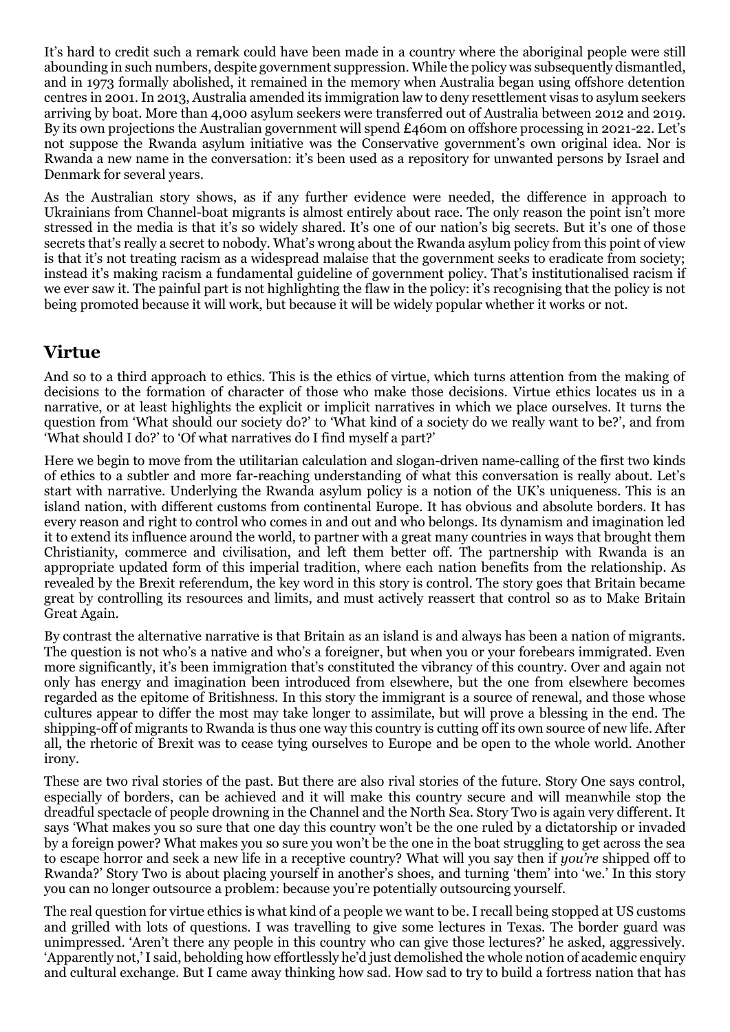It's hard to credit such a remark could have been made in a country where the aboriginal people were still abounding in such numbers, despite government suppression. While the policy was subsequently dismantled, and in 1973 formally abolished, it remained in the memory when Australia began using offshore detention centres in 2001. In 2013, Australia amended its immigration law to deny resettlement visas to asylum seekers arriving by boat. More than 4,000 asylum seekers were transferred out of Australia between 2012 and 2019. By its own projections the Australian government will spend £460m on offshore processing in 2021-22. Let's not suppose the Rwanda asylum initiative was the Conservative government's own original idea. Nor is Rwanda a new name in the conversation: it's been used as a repository for unwanted persons by Israel and Denmark for several years.

As the Australian story shows, as if any further evidence were needed, the difference in approach to Ukrainians from Channel-boat migrants is almost entirely about race. The only reason the point isn't more stressed in the media is that it's so widely shared. It's one of our nation's big secrets. But it's one of those secrets that's really a secret to nobody. What's wrong about the Rwanda asylum policy from this point of view is that it's not treating racism as a widespread malaise that the government seeks to eradicate from society; instead it's making racism a fundamental guideline of government policy. That's institutionalised racism if we ever saw it. The painful part is not highlighting the flaw in the policy: it's recognising that the policy is not being promoted because it will work, but because it will be widely popular whether it works or not.

## Virtue

And so to a third approach to ethics. This is the ethics of virtue, which turns attention from the making of decisions to the formation of character of those who make those decisions. Virtue ethics locates us in a narrative, or at least highlights the explicit or implicit narratives in which we place ourselves. It turns the question from 'What should our society do?' to 'What kind of a society do we really want to be?', and from 'What should I do?' to 'Of what narratives do I find myself a part?'

Here we begin to move from the utilitarian calculation and slogan-driven name-calling of the first two kinds of ethics to a subtler and more far-reaching understanding of what this conversation is really about. Let's start with narrative. Underlying the Rwanda asylum policy is a notion of the UK's uniqueness. This is an island nation, with different customs from continental Europe. It has obvious and absolute borders. It has every reason and right to control who comes in and out and who belongs. Its dynamism and imagination led it to extend its influence around the world, to partner with a great many countries in ways that brought them Christianity, commerce and civilisation, and left them better off. The partnership with Rwanda is an appropriate updated form of this imperial tradition, where each nation benefits from the relationship. As revealed by the Brexit referendum, the key word in this story is control. The story goes that Britain became great by controlling its resources and limits, and must actively reassert that control so as to Make Britain Great Again.

By contrast the alternative narrative is that Britain as an island is and always has been a nation of migrants. The question is not who's a native and who's a foreigner, but when you or your forebears immigrated. Even more significantly, it's been immigration that's constituted the vibrancy of this country. Over and again not only has energy and imagination been introduced from elsewhere, but the one from elsewhere becomes regarded as the epitome of Britishness. In this story the immigrant is a source of renewal, and those whose cultures appear to differ the most may take longer to assimilate, but will prove a blessing in the end. The shipping-off of migrants to Rwanda is thus one way this country is cutting off its own source of new life. After all, the rhetoric of Brexit was to cease tying ourselves to Europe and be open to the whole world. Another irony.

These are two rival stories of the past. But there are also rival stories of the future. Story One says control, especially of borders, can be achieved and it will make this country secure and will meanwhile stop the dreadful spectacle of people drowning in the Channel and the North Sea. Story Two is again very different. It says 'What makes you so sure that one day this country won't be the one ruled by a dictatorship or invaded by a foreign power? What makes you so sure you won't be the one in the boat struggling to get across the sea to escape horror and seek a new life in a receptive country? What will you say then if *you're* shipped off to Rwanda?' Story Two is about placing yourself in another's shoes, and turning 'them' into 'we.' In this story you can no longer outsource a problem: because you're potentially outsourcing yourself.

The real question for virtue ethics is what kind of a people we want to be. I recall being stopped at US customs and grilled with lots of questions. I was travelling to give some lectures in Texas. The border guard was unimpressed. 'Aren't there any people in this country who can give those lectures?' he asked, aggressively. 'Apparently not,' I said, beholding how effortlessly he'd just demolished the whole notion of academic enquiry and cultural exchange. But I came away thinking how sad. How sad to try to build a fortress nation that has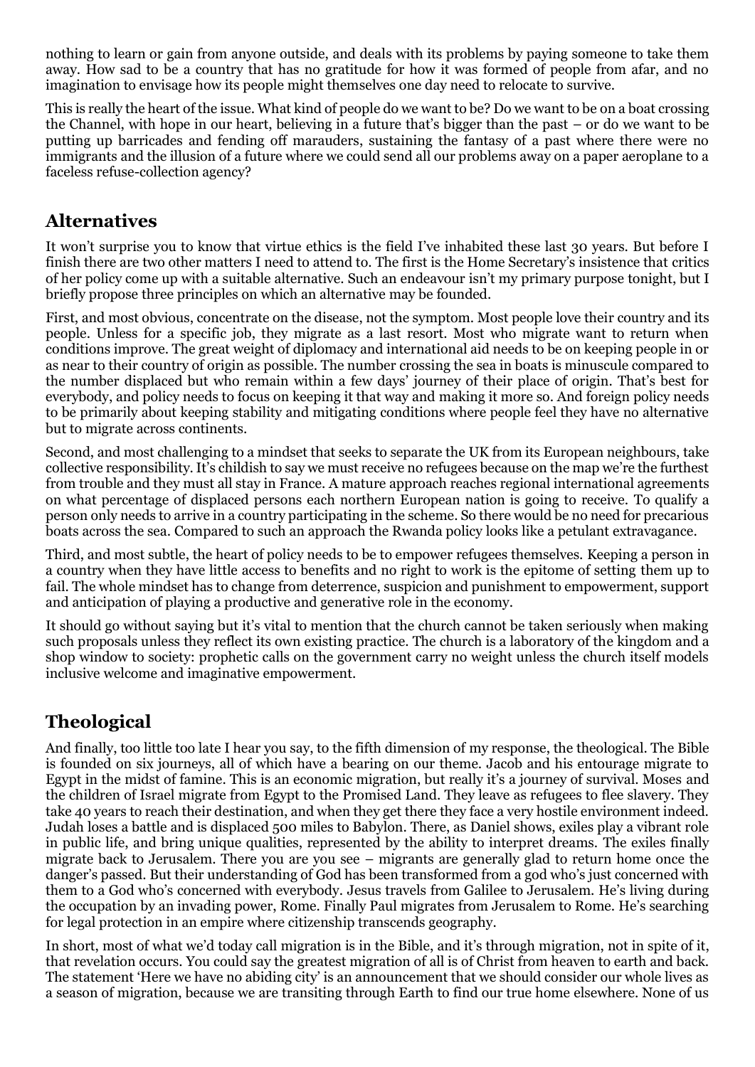nothing to learn or gain from anyone outside, and deals with its problems by paying someone to take them away. How sad to be a country that has no gratitude for how it was formed of people from afar, and no imagination to envisage how its people might themselves one day need to relocate to survive.

This is really the heart of the issue. What kind of people do we want to be? Do we want to be on a boat crossing the Channel, with hope in our heart, believing in a future that's bigger than the past – or do we want to be putting up barricades and fending off marauders, sustaining the fantasy of a past where there were no immigrants and the illusion of a future where we could send all our problems away on a paper aeroplane to a faceless refuse-collection agency?

## Alternatives

It won't surprise you to know that virtue ethics is the field I've inhabited these last 30 years. But before I finish there are two other matters I need to attend to. The first is the Home Secretary's insistence that critics of her policy come up with a suitable alternative. Such an endeavour isn't my primary purpose tonight, but I briefly propose three principles on which an alternative may be founded.

First, and most obvious, concentrate on the disease, not the symptom. Most people love their country and its people. Unless for a specific job, they migrate as a last resort. Most who migrate want to return when conditions improve. The great weight of diplomacy and international aid needs to be on keeping people in or as near to their country of origin as possible. The number crossing the sea in boats is minuscule compared to the number displaced but who remain within a few days' journey of their place of origin. That's best for everybody, and policy needs to focus on keeping it that way and making it more so. And foreign policy needs to be primarily about keeping stability and mitigating conditions where people feel they have no alternative but to migrate across continents.

Second, and most challenging to a mindset that seeks to separate the UK from its European neighbours, take collective responsibility. It's childish to say we must receive no refugees because on the map we're the furthest from trouble and they must all stay in France. A mature approach reaches regional international agreements on what percentage of displaced persons each northern European nation is going to receive. To qualify a person only needs to arrive in a country participating in the scheme. So there would be no need for precarious boats across the sea. Compared to such an approach the Rwanda policy looks like a petulant extravagance.

Third, and most subtle, the heart of policy needs to be to empower refugees themselves. Keeping a person in a country when they have little access to benefits and no right to work is the epitome of setting them up to fail. The whole mindset has to change from deterrence, suspicion and punishment to empowerment, support and anticipation of playing a productive and generative role in the economy.

It should go without saying but it's vital to mention that the church cannot be taken seriously when making such proposals unless they reflect its own existing practice. The church is a laboratory of the kingdom and a shop window to society: prophetic calls on the government carry no weight unless the church itself models inclusive welcome and imaginative empowerment.

## Theological

And finally, too little too late I hear you say, to the fifth dimension of my response, the theological. The Bible is founded on six journeys, all of which have a bearing on our theme. Jacob and his entourage migrate to Egypt in the midst of famine. This is an economic migration, but really it's a journey of survival. Moses and the children of Israel migrate from Egypt to the Promised Land. They leave as refugees to flee slavery. They take 40 years to reach their destination, and when they get there they face a very hostile environment indeed. Judah loses a battle and is displaced 500 miles to Babylon. There, as Daniel shows, exiles play a vibrant role in public life, and bring unique qualities, represented by the ability to interpret dreams. The exiles finally migrate back to Jerusalem. There you are you see – migrants are generally glad to return home once the danger's passed. But their understanding of God has been transformed from a god who's just concerned with them to a God who's concerned with everybody. Jesus travels from Galilee to Jerusalem. He's living during the occupation by an invading power, Rome. Finally Paul migrates from Jerusalem to Rome. He's searching for legal protection in an empire where citizenship transcends geography.

In short, most of what we'd today call migration is in the Bible, and it's through migration, not in spite of it, that revelation occurs. You could say the greatest migration of all is of Christ from heaven to earth and back. The statement 'Here we have no abiding city' is an announcement that we should consider our whole lives as a season of migration, because we are transiting through Earth to find our true home elsewhere. None of us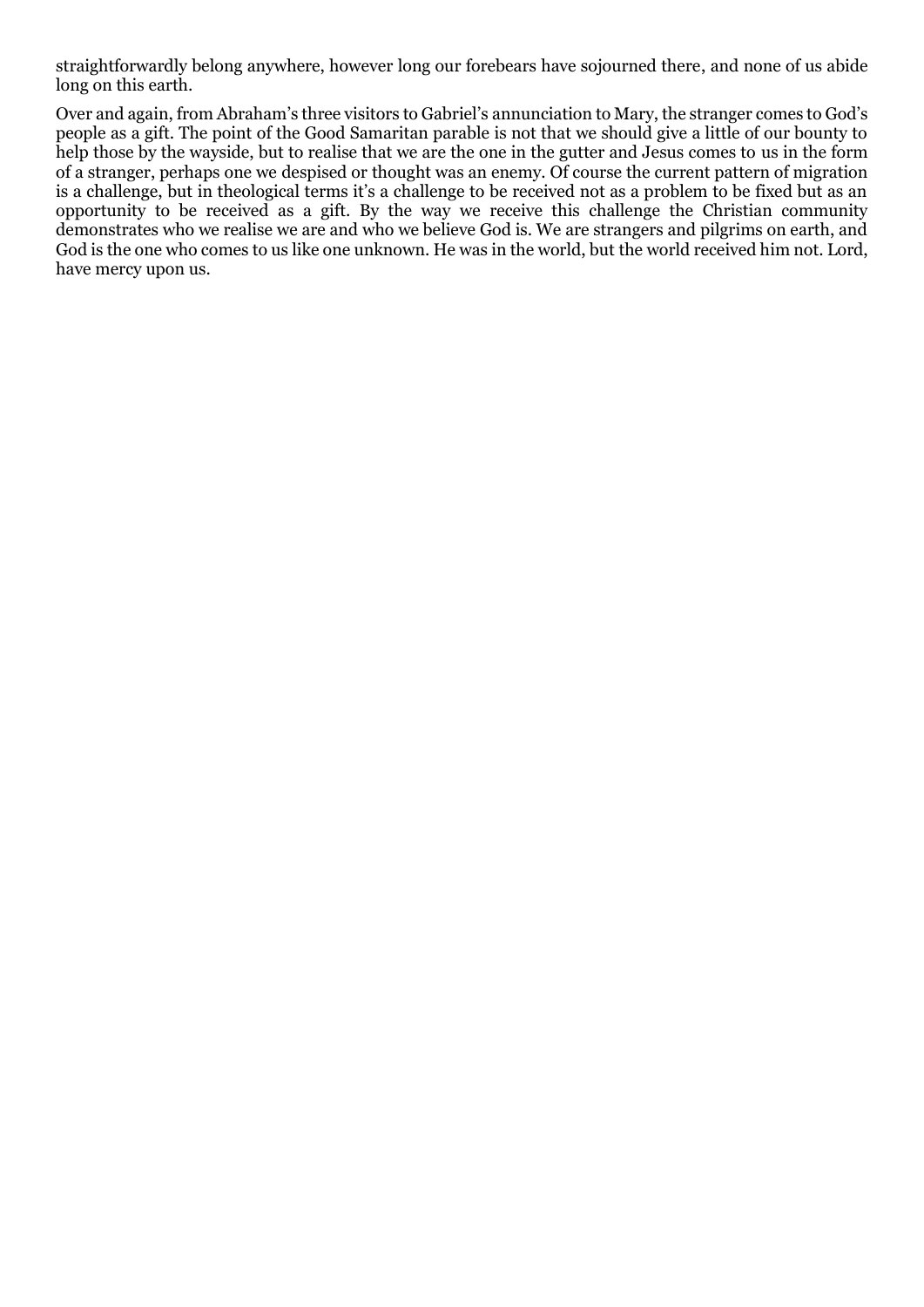straightforwardly belong anywhere, however long our forebears have sojourned there, and none of us abide long on this earth.

Over and again, from Abraham's three visitors to Gabriel's annunciation to Mary, the stranger comes to God's people as a gift. The point of the Good Samaritan parable is not that we should give a little of our bounty to help those by the wayside, but to realise that we are the one in the gutter and Jesus comes to us in the form of a stranger, perhaps one we despised or thought was an enemy. Of course the current pattern of migration is a challenge, but in theological terms it's a challenge to be received not as a problem to be fixed but as an opportunity to be received as a gift. By the way we receive this challenge the Christian community demonstrates who we realise we are and who we believe God is. We are strangers and pilgrims on earth, and God is the one who comes to us like one unknown. He was in the world, but the world received him not. Lord, have mercy upon us.